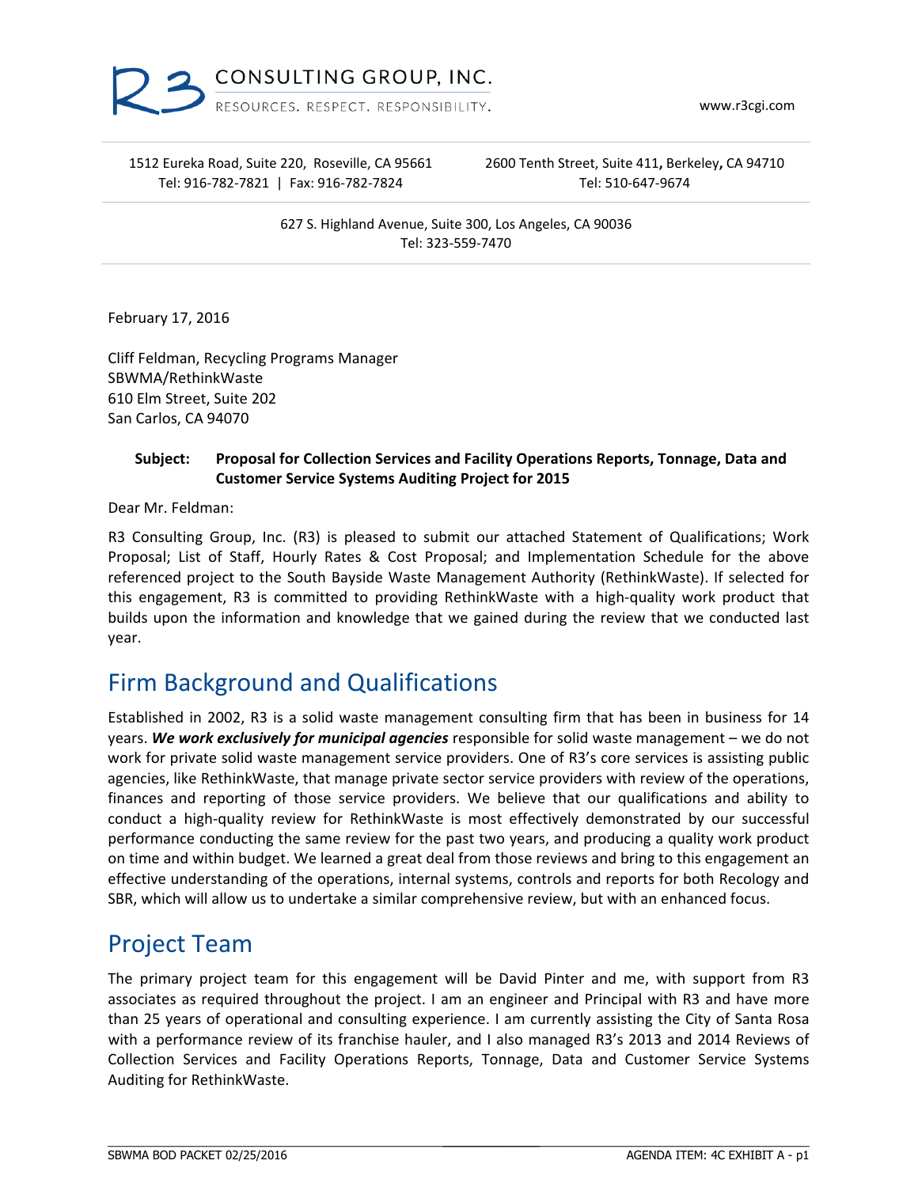R3 CONSULTING GROUP, INC.
RESOURCES. RESPECT. RESPONSIBILITY.

www.r3cgi.com

1512 Eureka Road, Suite 220, Roseville, CA 95661
Tel: 916-782-7821 | Fax: 916-782-7824

2600 Tenth Street, Suite 411, Berkeley, CA 94710
Tel: 510-647-9674

627 S. Highland Avenue, Suite 300, Los Angeles, CA 90036
Tel: 323-559-7470

February 17, 2016

Cliff Feldman, Recycling Programs Manager
SBWMA/RethinkWaste
610 Elm Street, Suite 202
San Carlos, CA 94070

**Subject: Proposal for Collection Services and Facility Operations Reports, Tonnage, Data and Customer Service Systems Auditing Project for 2015**

Dear Mr. Feldman:

R3 Consulting Group, Inc. (R3) is pleased to submit our attached Statement of Qualifications; Work Proposal; List of Staff, Hourly Rates & Cost Proposal; and Implementation Schedule for the above referenced project to the South Bayside Waste Management Authority (RethinkWaste). If selected for this engagement, R3 is committed to providing RethinkWaste with a high-quality work product that builds upon the information and knowledge that we gained during the review that we conducted last year.

## Firm Background and Qualifications

Established in 2002, R3 is a solid waste management consulting firm that has been in business for 14 years. ***We work exclusively for municipal agencies*** responsible for solid waste management – we do not work for private solid waste management service providers. One of R3's core services is assisting public agencies, like RethinkWaste, that manage private sector service providers with review of the operations, finances and reporting of those service providers. We believe that our qualifications and ability to conduct a high-quality review for RethinkWaste is most effectively demonstrated by our successful performance conducting the same review for the past two years, and producing a quality work product on time and within budget. We learned a great deal from those reviews and bring to this engagement an effective understanding of the operations, internal systems, controls and reports for both Recology and SBR, which will allow us to undertake a similar comprehensive review, but with an enhanced focus.

## Project Team

The primary project team for this engagement will be David Pinter and me, with support from R3 associates as required throughout the project. I am an engineer and Principal with R3 and have more than 25 years of operational and consulting experience. I am currently assisting the City of Santa Rosa with a performance review of its franchise hauler, and I also managed R3's 2013 and 2014 Reviews of Collection Services and Facility Operations Reports, Tonnage, Data and Customer Service Systems Auditing for RethinkWaste.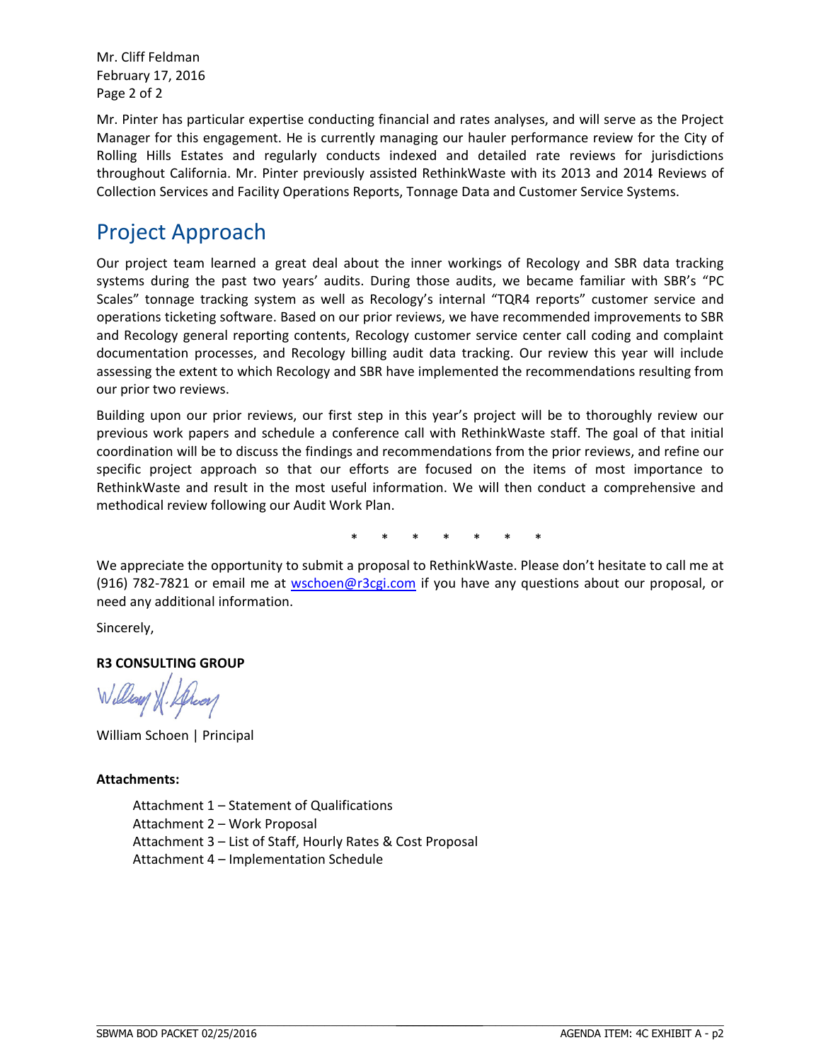Mr. Cliff Feldman
February 17, 2016
Page 2 of 2

Mr. Pinter has particular expertise conducting financial and rates analyses, and will serve as the Project Manager for this engagement. He is currently managing our hauler performance review for the City of Rolling Hills Estates and regularly conducts indexed and detailed rate reviews for jurisdictions throughout California. Mr. Pinter previously assisted RethinkWaste with its 2013 and 2014 Reviews of Collection Services and Facility Operations Reports, Tonnage Data and Customer Service Systems.

## Project Approach

Our project team learned a great deal about the inner workings of Recology and SBR data tracking systems during the past two years' audits. During those audits, we became familiar with SBR's "PC Scales" tonnage tracking system as well as Recology's internal "TQR4 reports" customer service and operations ticketing software. Based on our prior reviews, we have recommended improvements to SBR and Recology general reporting contents, Recology customer service center call coding and complaint documentation processes, and Recology billing audit data tracking. Our review this year will include assessing the extent to which Recology and SBR have implemented the recommendations resulting from our prior two reviews.

Building upon our prior reviews, our first step in this year's project will be to thoroughly review our previous work papers and schedule a conference call with RethinkWaste staff. The goal of that initial coordination will be to discuss the findings and recommendations from the prior reviews, and refine our specific project approach so that our efforts are focused on the items of most importance to RethinkWaste and result in the most useful information. We will then conduct a comprehensive and methodical review following our Audit Work Plan.

\* \* \* \* \* \* \*

We appreciate the opportunity to submit a proposal to RethinkWaste. Please don't hesitate to call me at (916) 782-7821 or email me at wschoen@r3cgi.com if you have any questions about our proposal, or need any additional information.

Sincerely,

**R3 CONSULTING GROUP**

William Schoen | Principal

**Attachments:**

Attachment 1 – Statement of Qualifications
Attachment 2 – Work Proposal
Attachment 3 – List of Staff, Hourly Rates & Cost Proposal
Attachment 4 – Implementation Schedule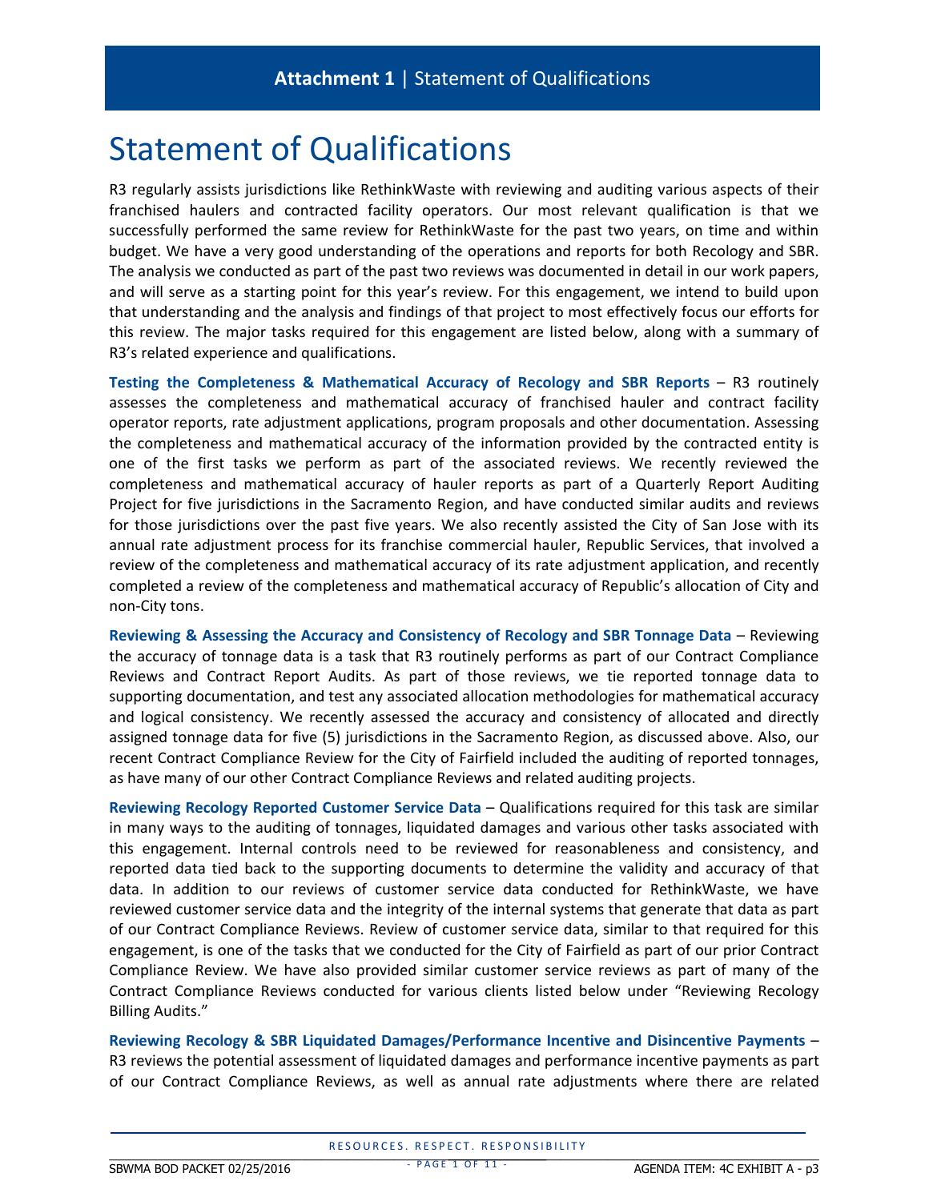**Attachment 1** | Statement of Qualifications

# Statement of Qualifications

R3 regularly assists jurisdictions like RethinkWaste with reviewing and auditing various aspects of their franchised haulers and contracted facility operators. Our most relevant qualification is that we successfully performed the same review for RethinkWaste for the past two years, on time and within budget. We have a very good understanding of the operations and reports for both Recology and SBR. The analysis we conducted as part of the past two reviews was documented in detail in our work papers, and will serve as a starting point for this year's review. For this engagement, we intend to build upon that understanding and the analysis and findings of that project to most effectively focus our efforts for this review. The major tasks required for this engagement are listed below, along with a summary of R3's related experience and qualifications.

**Testing the Completeness & Mathematical Accuracy of Recology and SBR Reports** – R3 routinely assesses the completeness and mathematical accuracy of franchised hauler and contract facility operator reports, rate adjustment applications, program proposals and other documentation. Assessing the completeness and mathematical accuracy of the information provided by the contracted entity is one of the first tasks we perform as part of the associated reviews. We recently reviewed the completeness and mathematical accuracy of hauler reports as part of a Quarterly Report Auditing Project for five jurisdictions in the Sacramento Region, and have conducted similar audits and reviews for those jurisdictions over the past five years. We also recently assisted the City of San Jose with its annual rate adjustment process for its franchise commercial hauler, Republic Services, that involved a review of the completeness and mathematical accuracy of its rate adjustment application, and recently completed a review of the completeness and mathematical accuracy of Republic's allocation of City and non-City tons.

**Reviewing & Assessing the Accuracy and Consistency of Recology and SBR Tonnage Data** – Reviewing the accuracy of tonnage data is a task that R3 routinely performs as part of our Contract Compliance Reviews and Contract Report Audits. As part of those reviews, we tie reported tonnage data to supporting documentation, and test any associated allocation methodologies for mathematical accuracy and logical consistency. We recently assessed the accuracy and consistency of allocated and directly assigned tonnage data for five (5) jurisdictions in the Sacramento Region, as discussed above. Also, our recent Contract Compliance Review for the City of Fairfield included the auditing of reported tonnages, as have many of our other Contract Compliance Reviews and related auditing projects.

**Reviewing Recology Reported Customer Service Data** – Qualifications required for this task are similar in many ways to the auditing of tonnages, liquidated damages and various other tasks associated with this engagement. Internal controls need to be reviewed for reasonableness and consistency, and reported data tied back to the supporting documents to determine the validity and accuracy of that data. In addition to our reviews of customer service data conducted for RethinkWaste, we have reviewed customer service data and the integrity of the internal systems that generate that data as part of our Contract Compliance Reviews. Review of customer service data, similar to that required for this engagement, is one of the tasks that we conducted for the City of Fairfield as part of our prior Contract Compliance Review. We have also provided similar customer service reviews as part of many of the Contract Compliance Reviews conducted for various clients listed below under "Reviewing Recology Billing Audits."

**Reviewing Recology & SBR Liquidated Damages/Performance Incentive and Disincentive Payments** – R3 reviews the potential assessment of liquidated damages and performance incentive payments as part of our Contract Compliance Reviews, as well as annual rate adjustments where there are related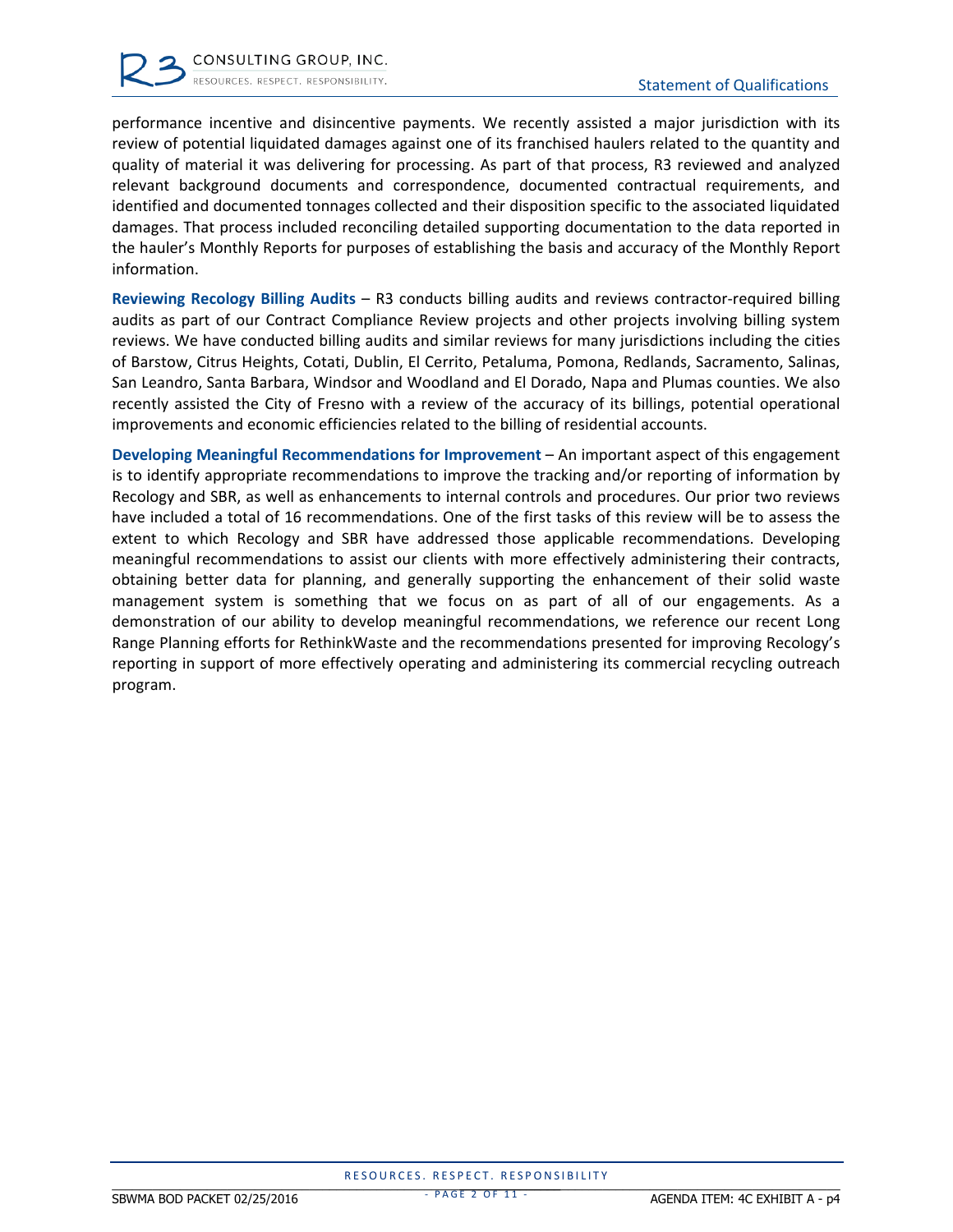performance incentive and disincentive payments. We recently assisted a major jurisdiction with its review of potential liquidated damages against one of its franchised haulers related to the quantity and quality of material it was delivering for processing. As part of that process, R3 reviewed and analyzed relevant background documents and correspondence, documented contractual requirements, and identified and documented tonnages collected and their disposition specific to the associated liquidated damages. That process included reconciling detailed supporting documentation to the data reported in the hauler's Monthly Reports for purposes of establishing the basis and accuracy of the Monthly Report information.

**Reviewing Recology Billing Audits** – R3 conducts billing audits and reviews contractor-required billing audits as part of our Contract Compliance Review projects and other projects involving billing system reviews. We have conducted billing audits and similar reviews for many jurisdictions including the cities of Barstow, Citrus Heights, Cotati, Dublin, El Cerrito, Petaluma, Pomona, Redlands, Sacramento, Salinas, San Leandro, Santa Barbara, Windsor and Woodland and El Dorado, Napa and Plumas counties. We also recently assisted the City of Fresno with a review of the accuracy of its billings, potential operational improvements and economic efficiencies related to the billing of residential accounts.

**Developing Meaningful Recommendations for Improvement** – An important aspect of this engagement is to identify appropriate recommendations to improve the tracking and/or reporting of information by Recology and SBR, as well as enhancements to internal controls and procedures. Our prior two reviews have included a total of 16 recommendations. One of the first tasks of this review will be to assess the extent to which Recology and SBR have addressed those applicable recommendations. Developing meaningful recommendations to assist our clients with more effectively administering their contracts, obtaining better data for planning, and generally supporting the enhancement of their solid waste management system is something that we focus on as part of all of our engagements. As a demonstration of our ability to develop meaningful recommendations, we reference our recent Long Range Planning efforts for RethinkWaste and the recommendations presented for improving Recology's reporting in support of more effectively operating and administering its commercial recycling outreach program.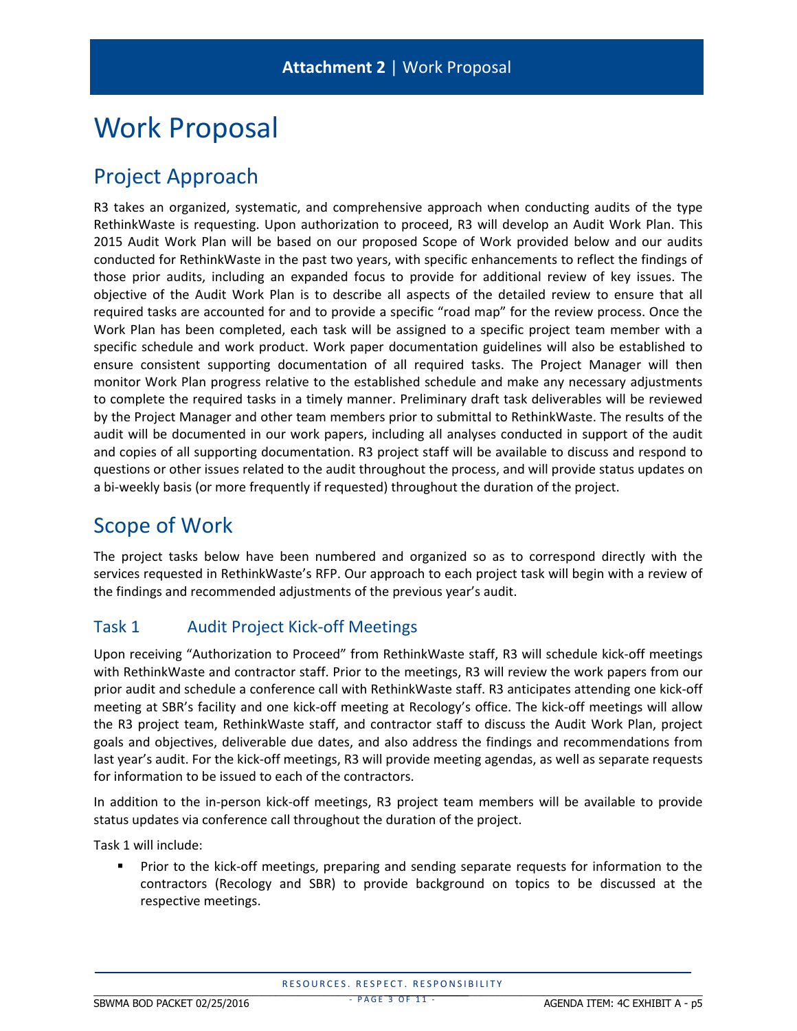**Attachment 2** | Work Proposal

# Work Proposal

## Project Approach

R3 takes an organized, systematic, and comprehensive approach when conducting audits of the type RethinkWaste is requesting. Upon authorization to proceed, R3 will develop an Audit Work Plan. This 2015 Audit Work Plan will be based on our proposed Scope of Work provided below and our audits conducted for RethinkWaste in the past two years, with specific enhancements to reflect the findings of those prior audits, including an expanded focus to provide for additional review of key issues. The objective of the Audit Work Plan is to describe all aspects of the detailed review to ensure that all required tasks are accounted for and to provide a specific "road map" for the review process. Once the Work Plan has been completed, each task will be assigned to a specific project team member with a specific schedule and work product. Work paper documentation guidelines will also be established to ensure consistent supporting documentation of all required tasks. The Project Manager will then monitor Work Plan progress relative to the established schedule and make any necessary adjustments to complete the required tasks in a timely manner. Preliminary draft task deliverables will be reviewed by the Project Manager and other team members prior to submittal to RethinkWaste. The results of the audit will be documented in our work papers, including all analyses conducted in support of the audit and copies of all supporting documentation. R3 project staff will be available to discuss and respond to questions or other issues related to the audit throughout the process, and will provide status updates on a bi-weekly basis (or more frequently if requested) throughout the duration of the project.

## Scope of Work

The project tasks below have been numbered and organized so as to correspond directly with the services requested in RethinkWaste's RFP. Our approach to each project task will begin with a review of the findings and recommended adjustments of the previous year's audit.

### Task 1 Audit Project Kick-off Meetings

Upon receiving "Authorization to Proceed" from RethinkWaste staff, R3 will schedule kick-off meetings with RethinkWaste and contractor staff. Prior to the meetings, R3 will review the work papers from our prior audit and schedule a conference call with RethinkWaste staff. R3 anticipates attending one kick-off meeting at SBR's facility and one kick-off meeting at Recology's office. The kick-off meetings will allow the R3 project team, RethinkWaste staff, and contractor staff to discuss the Audit Work Plan, project goals and objectives, deliverable due dates, and also address the findings and recommendations from last year's audit. For the kick-off meetings, R3 will provide meeting agendas, as well as separate requests for information to be issued to each of the contractors.

In addition to the in-person kick-off meetings, R3 project team members will be available to provide status updates via conference call throughout the duration of the project.

Task 1 will include:

- Prior to the kick-off meetings, preparing and sending separate requests for information to the contractors (Recology and SBR) to provide background on topics to be discussed at the respective meetings.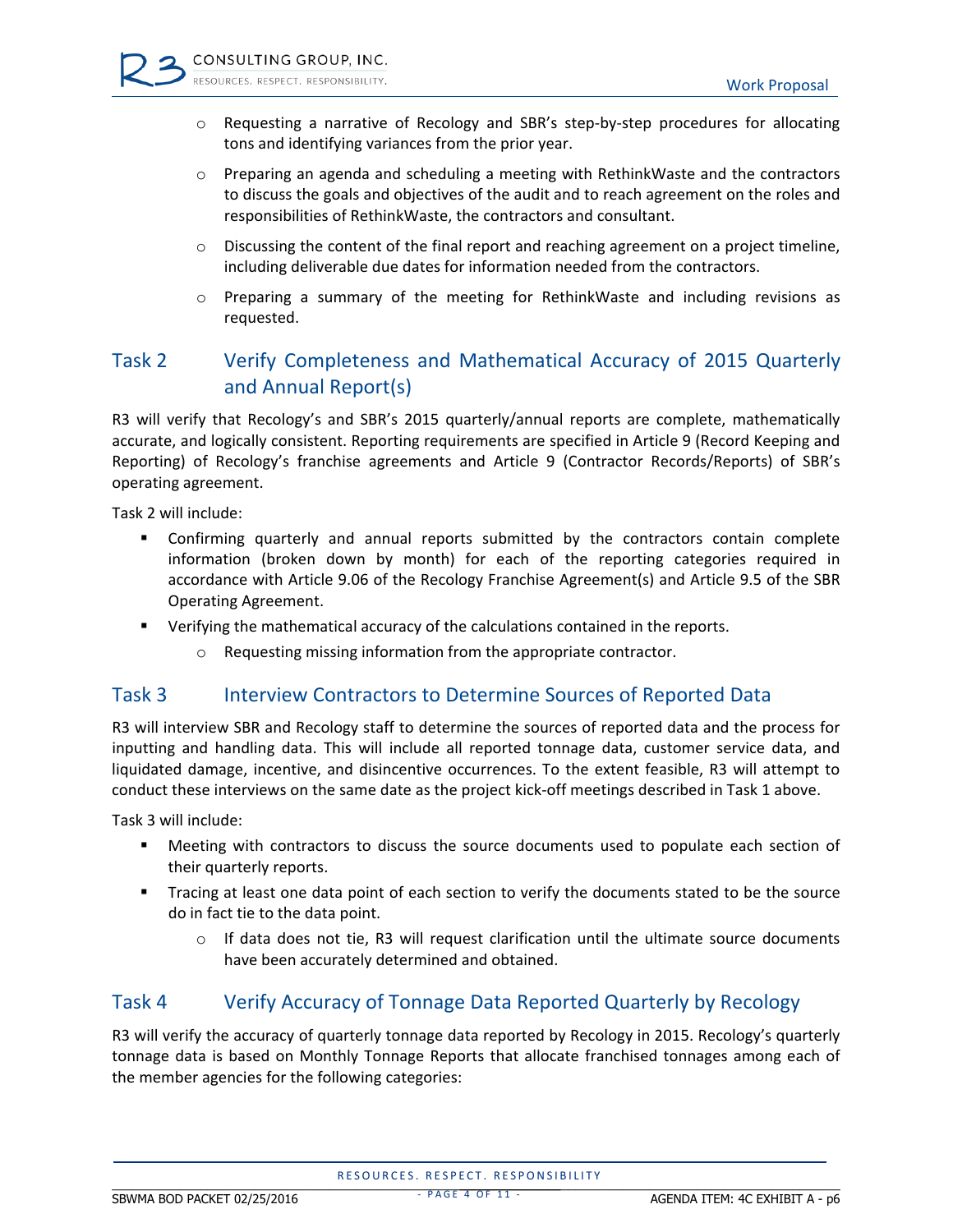- Requesting a narrative of Recology and SBR's step-by-step procedures for allocating tons and identifying variances from the prior year.
  - Preparing an agenda and scheduling a meeting with RethinkWaste and the contractors to discuss the goals and objectives of the audit and to reach agreement on the roles and responsibilities of RethinkWaste, the contractors and consultant.
  - Discussing the content of the final report and reaching agreement on a project timeline, including deliverable due dates for information needed from the contractors.
  - Preparing a summary of the meeting for RethinkWaste and including revisions as requested.

## Task 2 Verify Completeness and Mathematical Accuracy of 2015 Quarterly and Annual Report(s)

R3 will verify that Recology's and SBR's 2015 quarterly/annual reports are complete, mathematically accurate, and logically consistent. Reporting requirements are specified in Article 9 (Record Keeping and Reporting) of Recology's franchise agreements and Article 9 (Contractor Records/Reports) of SBR's operating agreement.

Task 2 will include:

- Confirming quarterly and annual reports submitted by the contractors contain complete information (broken down by month) for each of the reporting categories required in accordance with Article 9.06 of the Recology Franchise Agreement(s) and Article 9.5 of the SBR Operating Agreement.
- Verifying the mathematical accuracy of the calculations contained in the reports.
  - Requesting missing information from the appropriate contractor.

## Task 3 Interview Contractors to Determine Sources of Reported Data

R3 will interview SBR and Recology staff to determine the sources of reported data and the process for inputting and handling data. This will include all reported tonnage data, customer service data, and liquidated damage, incentive, and disincentive occurrences. To the extent feasible, R3 will attempt to conduct these interviews on the same date as the project kick-off meetings described in Task 1 above.

Task 3 will include:

- Meeting with contractors to discuss the source documents used to populate each section of their quarterly reports.
- Tracing at least one data point of each section to verify the documents stated to be the source do in fact tie to the data point.
  - If data does not tie, R3 will request clarification until the ultimate source documents have been accurately determined and obtained.

## Task 4 Verify Accuracy of Tonnage Data Reported Quarterly by Recology

R3 will verify the accuracy of quarterly tonnage data reported by Recology in 2015. Recology's quarterly tonnage data is based on Monthly Tonnage Reports that allocate franchised tonnages among each of the member agencies for the following categories: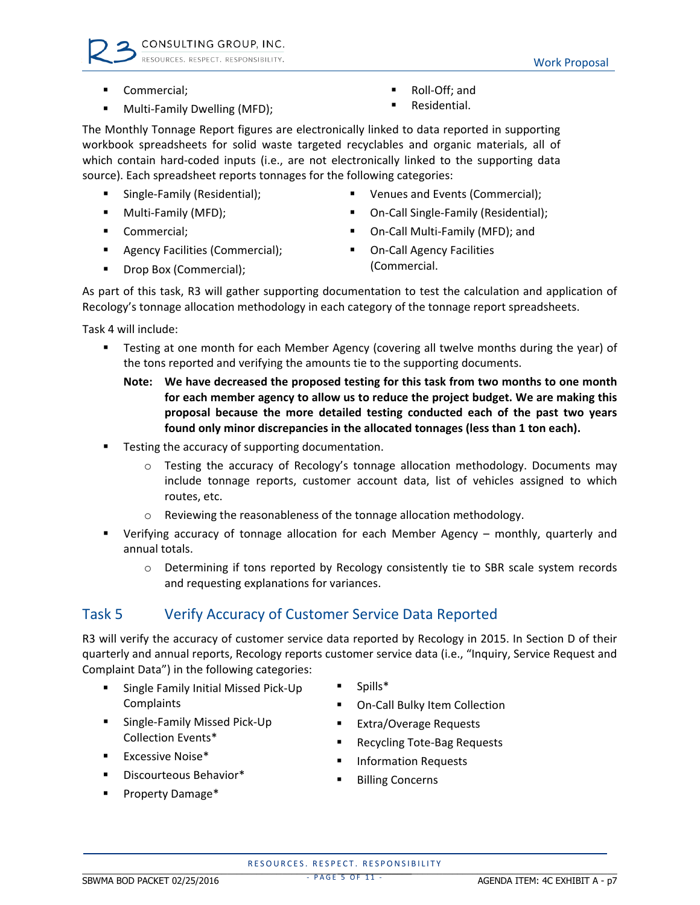- Commercial;
- Multi-Family Dwelling (MFD);
- Roll-Off; and
- Residential.

The Monthly Tonnage Report figures are electronically linked to data reported in supporting workbook spreadsheets for solid waste targeted recyclables and organic materials, all of which contain hard-coded inputs (i.e., are not electronically linked to the supporting data source). Each spreadsheet reports tonnages for the following categories:

- Single-Family (Residential);
- Multi-Family (MFD);
- Commercial;
- Agency Facilities (Commercial);
- Drop Box (Commercial);
- Venues and Events (Commercial);
- On-Call Single-Family (Residential);
- On-Call Multi-Family (MFD); and
- On-Call Agency Facilities (Commercial.

As part of this task, R3 will gather supporting documentation to test the calculation and application of Recology's tonnage allocation methodology in each category of the tonnage report spreadsheets.

Task 4 will include:

- Testing at one month for each Member Agency (covering all twelve months during the year) of the tons reported and verifying the amounts tie to the supporting documents.

  **Note: We have decreased the proposed testing for this task from two months to one month for each member agency to allow us to reduce the project budget. We are making this proposal because the more detailed testing conducted each of the past two years found only minor discrepancies in the allocated tonnages (less than 1 ton each).**

- Testing the accuracy of supporting documentation.
  - Testing the accuracy of Recology's tonnage allocation methodology. Documents may include tonnage reports, customer account data, list of vehicles assigned to which routes, etc.
  - Reviewing the reasonableness of the tonnage allocation methodology.
- Verifying accuracy of tonnage allocation for each Member Agency – monthly, quarterly and annual totals.
  - Determining if tons reported by Recology consistently tie to SBR scale system records and requesting explanations for variances.

## Task 5 Verify Accuracy of Customer Service Data Reported

R3 will verify the accuracy of customer service data reported by Recology in 2015. In Section D of their quarterly and annual reports, Recology reports customer service data (i.e., "Inquiry, Service Request and Complaint Data") in the following categories:

- Single Family Initial Missed Pick-Up Complaints
- Single-Family Missed Pick-Up Collection Events*
- Excessive Noise*
- Discourteous Behavior*
- Property Damage*
- Spills*
- On-Call Bulky Item Collection
- Extra/Overage Requests
- Recycling Tote-Bag Requests
- Information Requests
- Billing Concerns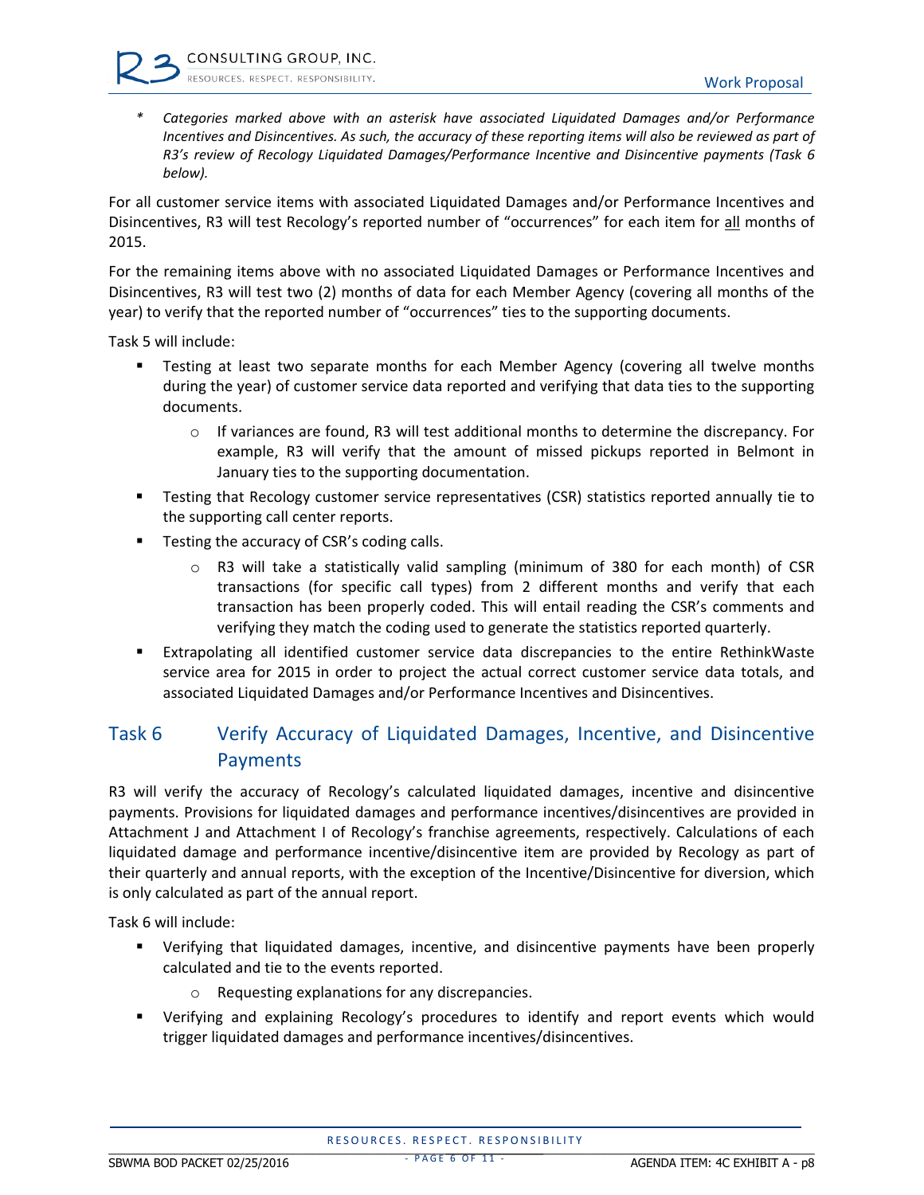\* *Categories marked above with an asterisk have associated Liquidated Damages and/or Performance Incentives and Disincentives. As such, the accuracy of these reporting items will also be reviewed as part of R3's review of Recology Liquidated Damages/Performance Incentive and Disincentive payments (Task 6 below).*

For all customer service items with associated Liquidated Damages and/or Performance Incentives and Disincentives, R3 will test Recology's reported number of "occurrences" for each item for all months of 2015.

For the remaining items above with no associated Liquidated Damages or Performance Incentives and Disincentives, R3 will test two (2) months of data for each Member Agency (covering all months of the year) to verify that the reported number of "occurrences" ties to the supporting documents.

Task 5 will include:

- Testing at least two separate months for each Member Agency (covering all twelve months during the year) of customer service data reported and verifying that data ties to the supporting documents.
  - If variances are found, R3 will test additional months to determine the discrepancy. For example, R3 will verify that the amount of missed pickups reported in Belmont in January ties to the supporting documentation.
- Testing that Recology customer service representatives (CSR) statistics reported annually tie to the supporting call center reports.
- Testing the accuracy of CSR's coding calls.
  - R3 will take a statistically valid sampling (minimum of 380 for each month) of CSR transactions (for specific call types) from 2 different months and verify that each transaction has been properly coded. This will entail reading the CSR's comments and verifying they match the coding used to generate the statistics reported quarterly.
- Extrapolating all identified customer service data discrepancies to the entire RethinkWaste service area for 2015 in order to project the actual correct customer service data totals, and associated Liquidated Damages and/or Performance Incentives and Disincentives.

## Task 6 Verify Accuracy of Liquidated Damages, Incentive, and Disincentive Payments

R3 will verify the accuracy of Recology's calculated liquidated damages, incentive and disincentive payments. Provisions for liquidated damages and performance incentives/disincentives are provided in Attachment J and Attachment I of Recology's franchise agreements, respectively. Calculations of each liquidated damage and performance incentive/disincentive item are provided by Recology as part of their quarterly and annual reports, with the exception of the Incentive/Disincentive for diversion, which is only calculated as part of the annual report.

Task 6 will include:

- Verifying that liquidated damages, incentive, and disincentive payments have been properly calculated and tie to the events reported.
  - Requesting explanations for any discrepancies.
- Verifying and explaining Recology's procedures to identify and report events which would trigger liquidated damages and performance incentives/disincentives.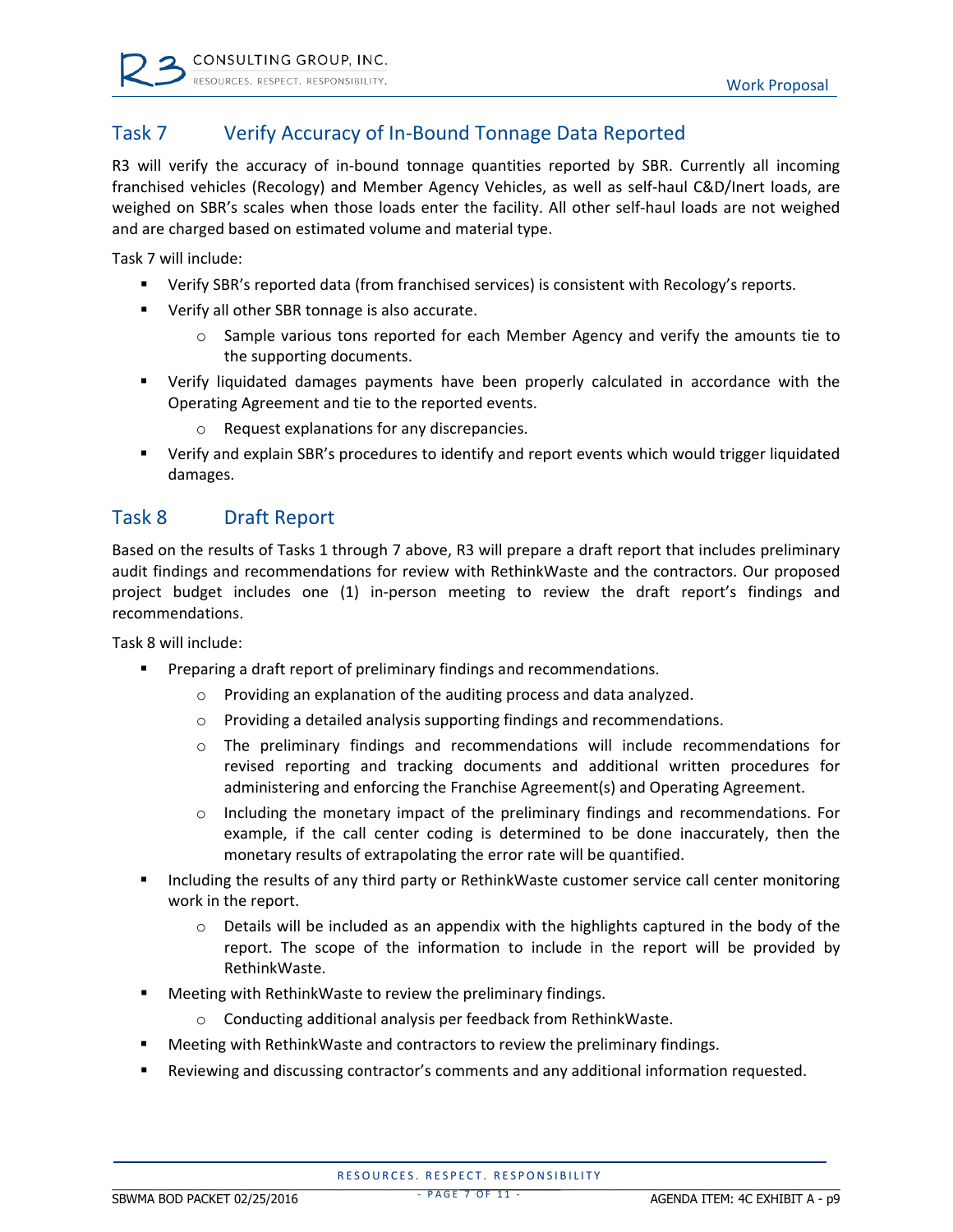## Task 7 Verify Accuracy of In-Bound Tonnage Data Reported

R3 will verify the accuracy of in-bound tonnage quantities reported by SBR. Currently all incoming franchised vehicles (Recology) and Member Agency Vehicles, as well as self-haul C&D/Inert loads, are weighed on SBR's scales when those loads enter the facility. All other self-haul loads are not weighed and are charged based on estimated volume and material type.

Task 7 will include:

- Verify SBR's reported data (from franchised services) is consistent with Recology's reports.
- Verify all other SBR tonnage is also accurate.
  - Sample various tons reported for each Member Agency and verify the amounts tie to the supporting documents.
- Verify liquidated damages payments have been properly calculated in accordance with the Operating Agreement and tie to the reported events.
  - Request explanations for any discrepancies.
- Verify and explain SBR's procedures to identify and report events which would trigger liquidated damages.

## Task 8 Draft Report

Based on the results of Tasks 1 through 7 above, R3 will prepare a draft report that includes preliminary audit findings and recommendations for review with RethinkWaste and the contractors. Our proposed project budget includes one (1) in-person meeting to review the draft report's findings and recommendations.

Task 8 will include:

- Preparing a draft report of preliminary findings and recommendations.
  - Providing an explanation of the auditing process and data analyzed.
  - Providing a detailed analysis supporting findings and recommendations.
  - The preliminary findings and recommendations will include recommendations for revised reporting and tracking documents and additional written procedures for administering and enforcing the Franchise Agreement(s) and Operating Agreement.
  - Including the monetary impact of the preliminary findings and recommendations. For example, if the call center coding is determined to be done inaccurately, then the monetary results of extrapolating the error rate will be quantified.
- Including the results of any third party or RethinkWaste customer service call center monitoring work in the report.
  - Details will be included as an appendix with the highlights captured in the body of the report. The scope of the information to include in the report will be provided by RethinkWaste.
- Meeting with RethinkWaste to review the preliminary findings.
  - Conducting additional analysis per feedback from RethinkWaste.
- Meeting with RethinkWaste and contractors to review the preliminary findings.
- Reviewing and discussing contractor's comments and any additional information requested.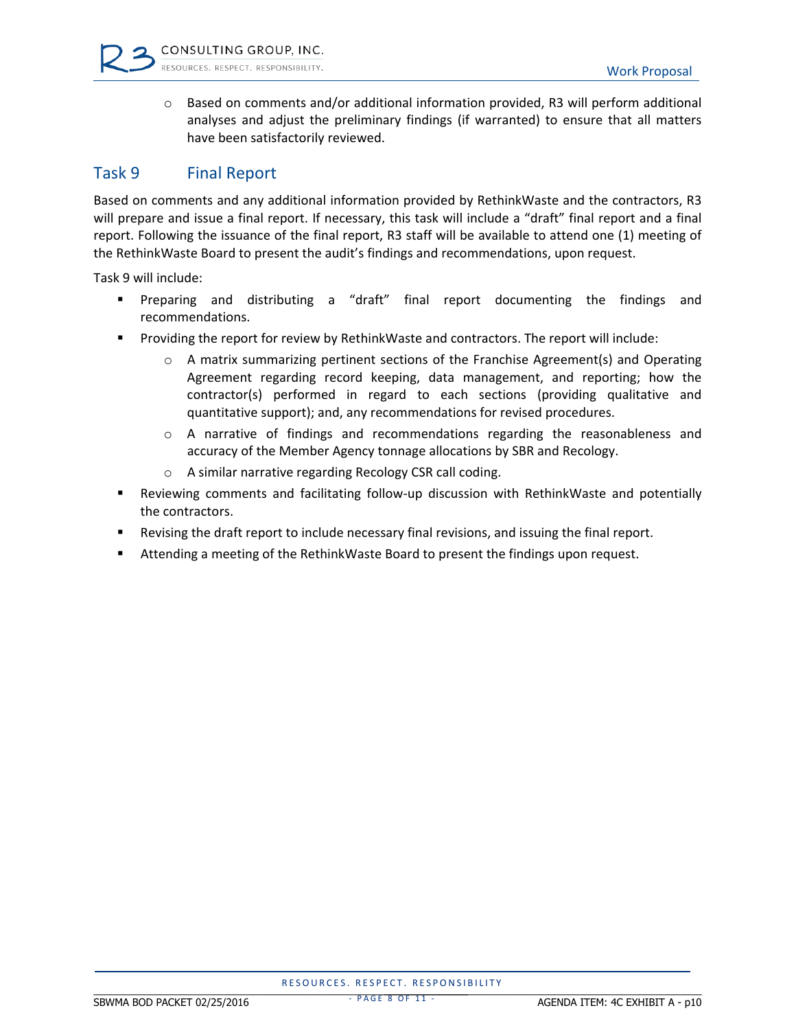- Based on comments and/or additional information provided, R3 will perform additional analyses and adjust the preliminary findings (if warranted) to ensure that all matters have been satisfactorily reviewed.

## Task 9 Final Report

Based on comments and any additional information provided by RethinkWaste and the contractors, R3 will prepare and issue a final report. If necessary, this task will include a "draft" final report and a final report. Following the issuance of the final report, R3 staff will be available to attend one (1) meeting of the RethinkWaste Board to present the audit's findings and recommendations, upon request.

Task 9 will include:

- Preparing and distributing a "draft" final report documenting the findings and recommendations.
- Providing the report for review by RethinkWaste and contractors. The report will include:
  - A matrix summarizing pertinent sections of the Franchise Agreement(s) and Operating Agreement regarding record keeping, data management, and reporting; how the contractor(s) performed in regard to each sections (providing qualitative and quantitative support); and, any recommendations for revised procedures.
  - A narrative of findings and recommendations regarding the reasonableness and accuracy of the Member Agency tonnage allocations by SBR and Recology.
  - A similar narrative regarding Recology CSR call coding.
- Reviewing comments and facilitating follow-up discussion with RethinkWaste and potentially the contractors.
- Revising the draft report to include necessary final revisions, and issuing the final report.
- Attending a meeting of the RethinkWaste Board to present the findings upon request.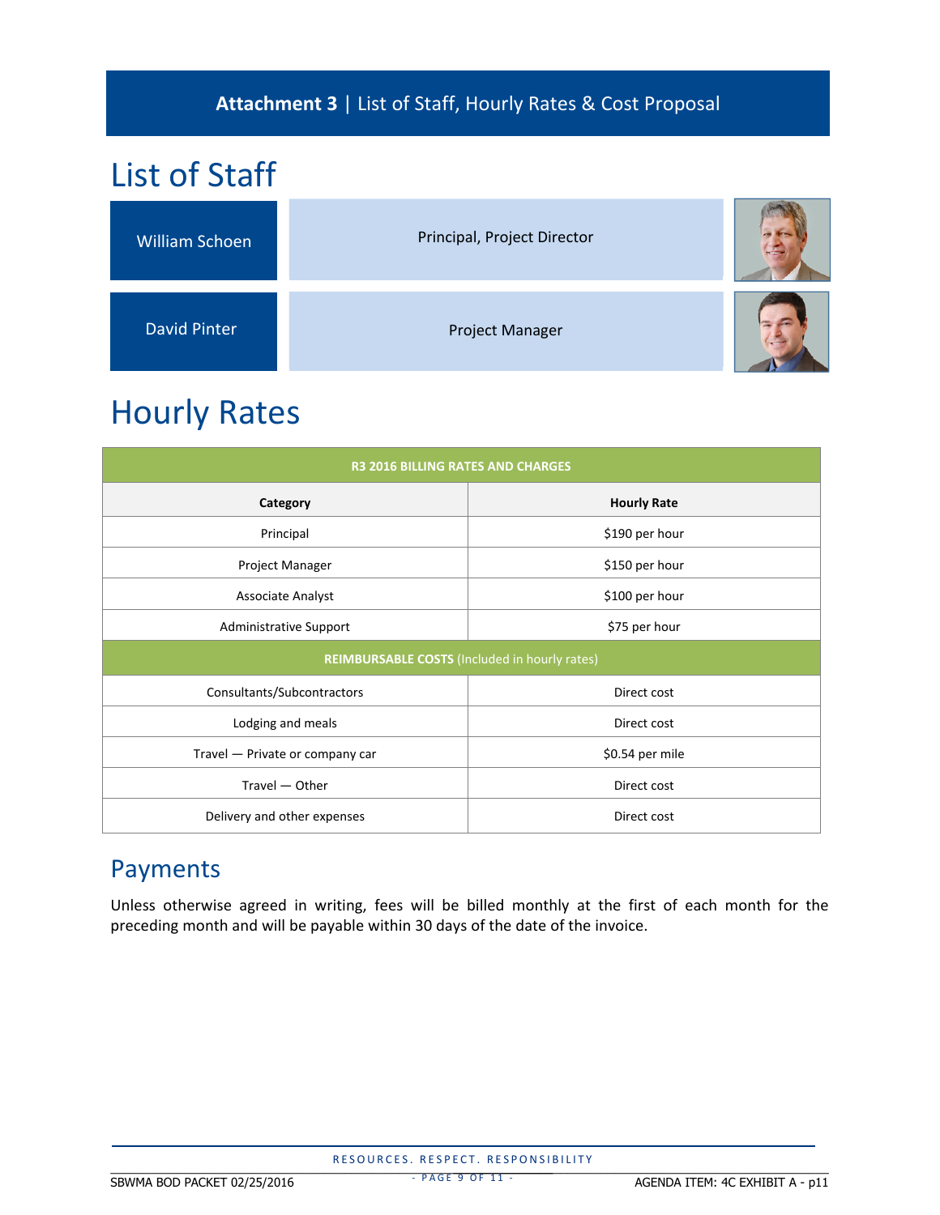**Attachment 3** | List of Staff, Hourly Rates & Cost Proposal

# List of Staff

| Name | Role |
|---|---|
| William Schoen | Principal, Project Director |
| David Pinter | Project Manager |

# Hourly Rates

| R3 2016 BILLING RATES AND CHARGES | |
|---|---|
| **Category** | **Hourly Rate** |
| Principal | $190 per hour |
| Project Manager | $150 per hour |
| Associate Analyst | $100 per hour |
| Administrative Support | $75 per hour |
| **REIMBURSABLE COSTS** (Included in hourly rates) | |
| Consultants/Subcontractors | Direct cost |
| Lodging and meals | Direct cost |
| Travel — Private or company car | $0.54 per mile |
| Travel — Other | Direct cost |
| Delivery and other expenses | Direct cost |

## Payments

Unless otherwise agreed in writing, fees will be billed monthly at the first of each month for the preceding month and will be payable within 30 days of the date of the invoice.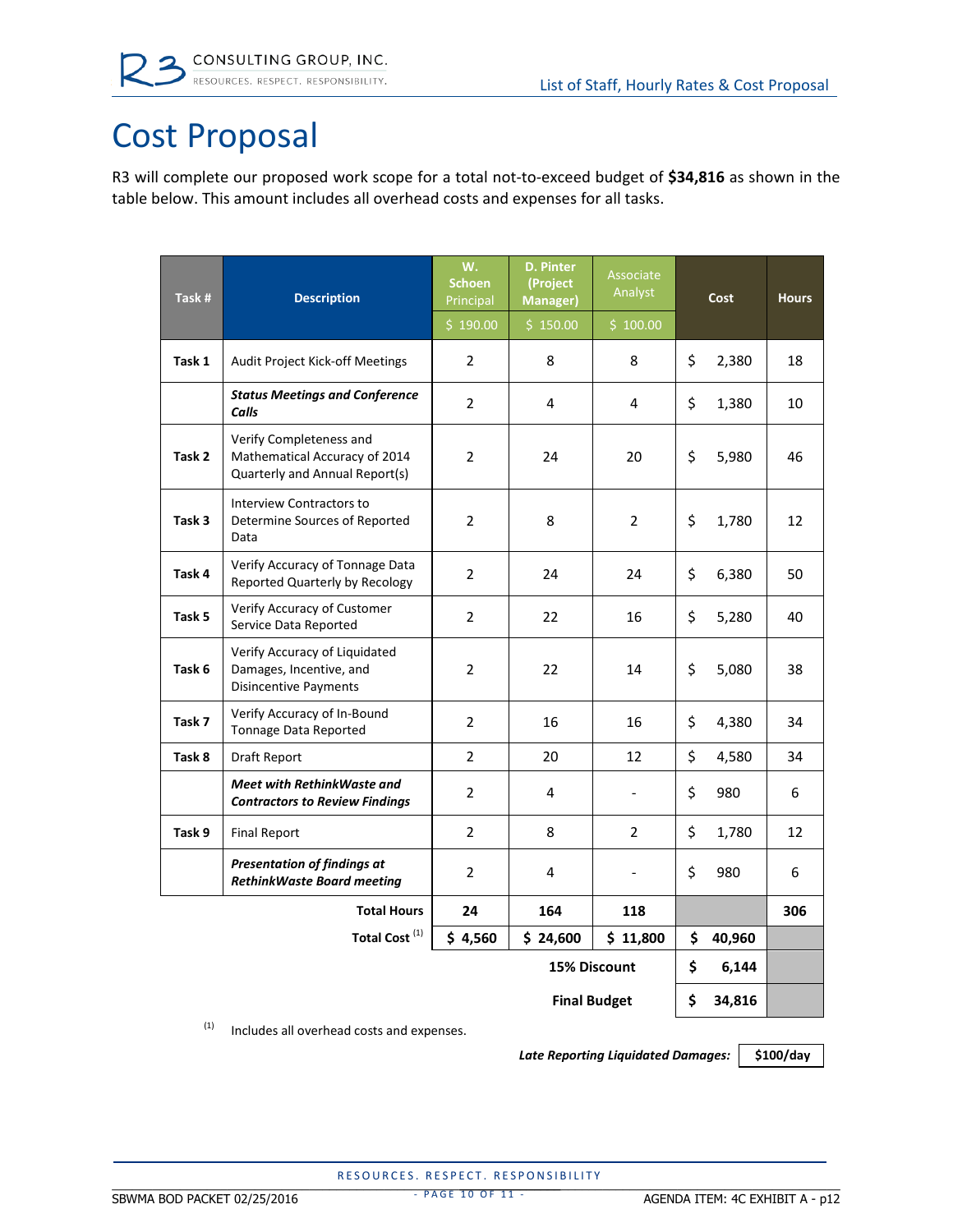# Cost Proposal

R3 will complete our proposed work scope for a total not-to-exceed budget of **$34,816** as shown in the table below. This amount includes all overhead costs and expenses for all tasks.

| Task # | Description | W. Schoen Principal | D. Pinter (Project Manager) | Associate Analyst | Cost | Hours |
|---|---|---|---|---|---|---|
| | | $ 190.00 | $ 150.00 | $ 100.00 | | |
| **Task 1** | Audit Project Kick-off Meetings | 2 | 8 | 8 | $ 2,380 | 18 |
| | ***Status Meetings and Conference Calls*** | 2 | 4 | 4 | $ 1,380 | 10 |
| **Task 2** | Verify Completeness and Mathematical Accuracy of 2014 Quarterly and Annual Report(s) | 2 | 24 | 20 | $ 5,980 | 46 |
| **Task 3** | Interview Contractors to Determine Sources of Reported Data | 2 | 8 | 2 | $ 1,780 | 12 |
| **Task 4** | Verify Accuracy of Tonnage Data Reported Quarterly by Recology | 2 | 24 | 24 | $ 6,380 | 50 |
| **Task 5** | Verify Accuracy of Customer Service Data Reported | 2 | 22 | 16 | $ 5,280 | 40 |
| **Task 6** | Verify Accuracy of Liquidated Damages, Incentive, and Disincentive Payments | 2 | 22 | 14 | $ 5,080 | 38 |
| **Task 7** | Verify Accuracy of In-Bound Tonnage Data Reported | 2 | 16 | 16 | $ 4,380 | 34 |
| **Task 8** | Draft Report | 2 | 20 | 12 | $ 4,580 | 34 |
| | ***Meet with RethinkWaste and Contractors to Review Findings*** | 2 | 4 | - | $ 980 | 6 |
| **Task 9** | Final Report | 2 | 8 | 2 | $ 1,780 | 12 |
| | ***Presentation of findings at RethinkWaste Board meeting*** | 2 | 4 | - | $ 980 | 6 |
| | **Total Hours** | **24** | **164** | **118** | | **306** |
| | **Total Cost** [1] | **$ 4,560** | **$ 24,600** | **$ 11,800** | **$ 40,960** | |
| | | | **15% Discount** | | **$ 6,144** | |
| | | | **Final Budget** | | **$ 34,816** | |

[1] Includes all overhead costs and expenses.

***Late Reporting Liquidated Damages:*** **$100/day**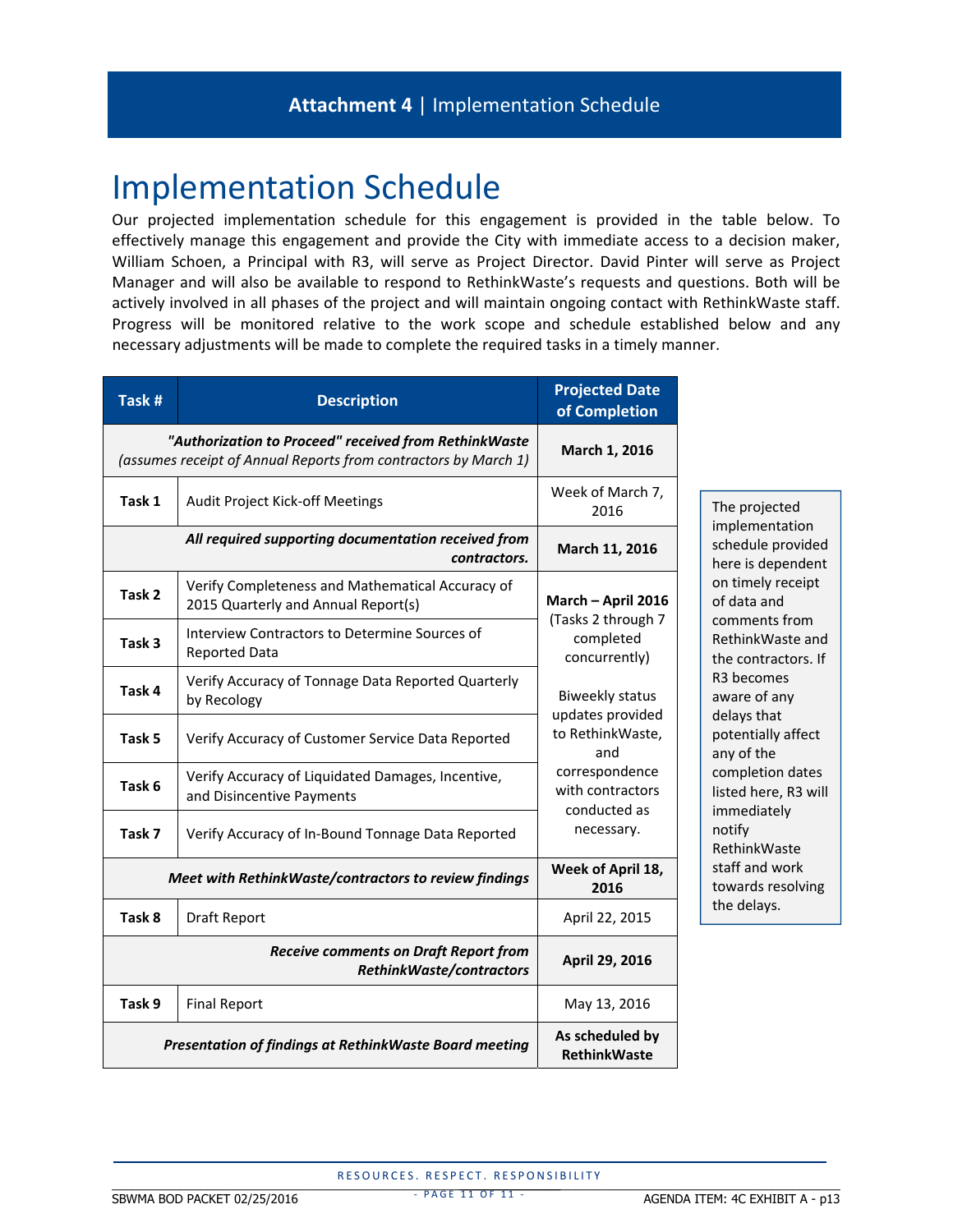**Attachment 4** | Implementation Schedule

# Implementation Schedule

Our projected implementation schedule for this engagement is provided in the table below. To effectively manage this engagement and provide the City with immediate access to a decision maker, William Schoen, a Principal with R3, will serve as Project Director. David Pinter will serve as Project Manager and will also be available to respond to RethinkWaste's requests and questions. Both will be actively involved in all phases of the project and will maintain ongoing contact with RethinkWaste staff. Progress will be monitored relative to the work scope and schedule established below and any necessary adjustments will be made to complete the required tasks in a timely manner.

| Task # | Description | Projected Date of Completion |
|---|---|---|
| | ***"Authorization to Proceed" received from RethinkWaste*** *(assumes receipt of Annual Reports from contractors by March 1)* | **March 1, 2016** |
| **Task 1** | Audit Project Kick-off Meetings | Week of March 7, 2016 |
| | ***All required supporting documentation received from contractors.*** | **March 11, 2016** |
| **Task 2** | Verify Completeness and Mathematical Accuracy of 2015 Quarterly and Annual Report(s) | **March – April 2016** (Tasks 2 through 7 completed concurrently) Biweekly status updates provided to RethinkWaste, and correspondence with contractors conducted as necessary. |
| **Task 3** | Interview Contractors to Determine Sources of Reported Data | |
| **Task 4** | Verify Accuracy of Tonnage Data Reported Quarterly by Recology | |
| **Task 5** | Verify Accuracy of Customer Service Data Reported | |
| **Task 6** | Verify Accuracy of Liquidated Damages, Incentive, and Disincentive Payments | |
| **Task 7** | Verify Accuracy of In-Bound Tonnage Data Reported | |
| | ***Meet with RethinkWaste/contractors to review findings*** | **Week of April 18, 2016** |
| **Task 8** | Draft Report | April 22, 2015 |
| | ***Receive comments on Draft Report from RethinkWaste/contractors*** | **April 29, 2016** |
| **Task 9** | Final Report | May 13, 2016 |
| | ***Presentation of findings at RethinkWaste Board meeting*** | **As scheduled by RethinkWaste** |

The projected implementation schedule provided here is dependent on timely receipt of data and comments from RethinkWaste and the contractors. If R3 becomes aware of any delays that potentially affect any of the completion dates listed here, R3 will immediately notify RethinkWaste staff and work towards resolving the delays.